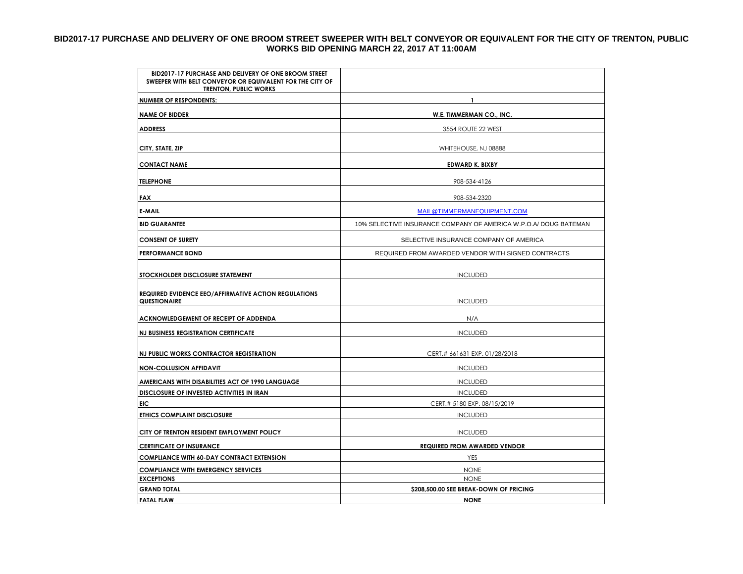# BID2017-17 PURCHASE AND DELIVERY OF ONE BROOM STREET SWEEPER WITH BELT CONVEYOR OR EQUIVALENT FOR THE CITY OF TRENTON, PUBLIC WORKS BID OPENING MARCH 22, 2017 AT 11:00AM

| BID2017-17 PURCHASE AND DELIVERY OF ONE BROOM STREET SWEEPER WITH BELT CONVEYOR OR EQUIVALENT FOR THE CITY OF TRENTON, PUBLIC WORKS | |
|---|---|
| NUMBER OF RESPONDENTS: | 1 |
| NAME OF BIDDER | **W.E. TIMMERMAN CO., INC.** |
| ADDRESS | 3554 ROUTE 22 WEST |
| CITY, STATE, ZIP | WHITEHOUSE, NJ 08888 |
| CONTACT NAME | **EDWARD K. BIXBY** |
| TELEPHONE | 908-534-4126 |
| FAX | 908-534-2320 |
| E-MAIL | MAIL@TIMMERMANEQUIPMENT.COM |
| BID GUARANTEE | 10% SELECTIVE INSURANCE COMPANY OF AMERICA W.P.O.A/ DOUG BATEMAN |
| CONSENT OF SURETY | SELECTIVE INSURANCE COMPANY OF AMERICA |
| PERFORMANCE BOND | REQUIRED FROM AWARDED VENDOR WITH SIGNED CONTRACTS |
| STOCKHOLDER DISCLOSURE STATEMENT | INCLUDED |
| REQUIRED EVIDENCE EEO/AFFIRMATIVE ACTION REGULATIONS QUESTIONAIRE | INCLUDED |
| ACKNOWLEDGEMENT OF RECEIPT OF ADDENDA | N/A |
| NJ BUSINESS REGISTRATION CERTIFICATE | INCLUDED |
| NJ PUBLIC WORKS CONTRACTOR REGISTRATION | CERT.# 661631 EXP. 01/28/2018 |
| NON-COLLUSION AFFIDAVIT | INCLUDED |
| AMERICANS WITH DISABILITIES ACT OF 1990 LANGUAGE | INCLUDED |
| DISCLOSURE OF INVESTED ACTIVITIES IN IRAN | INCLUDED |
| EIC | CERT.# 5180 EXP. 08/15/2019 |
| ETHICS COMPLAINT DISCLOSURE | INCLUDED |
| CITY OF TRENTON RESIDENT EMPLOYMENT POLICY | INCLUDED |
| CERTIFICATE OF INSURANCE | **REQUIRED FROM AWARDED VENDOR** |
| COMPLIANCE WITH 60-DAY CONTRACT EXTENSION | YES |
| COMPLIANCE WITH EMERGENCY SERVICES | NONE |
| EXCEPTIONS | NONE |
| GRAND TOTAL | **\$208,500.00 SEE BREAK-DOWN OF PRICING** |
| FATAL FLAW | **NONE** |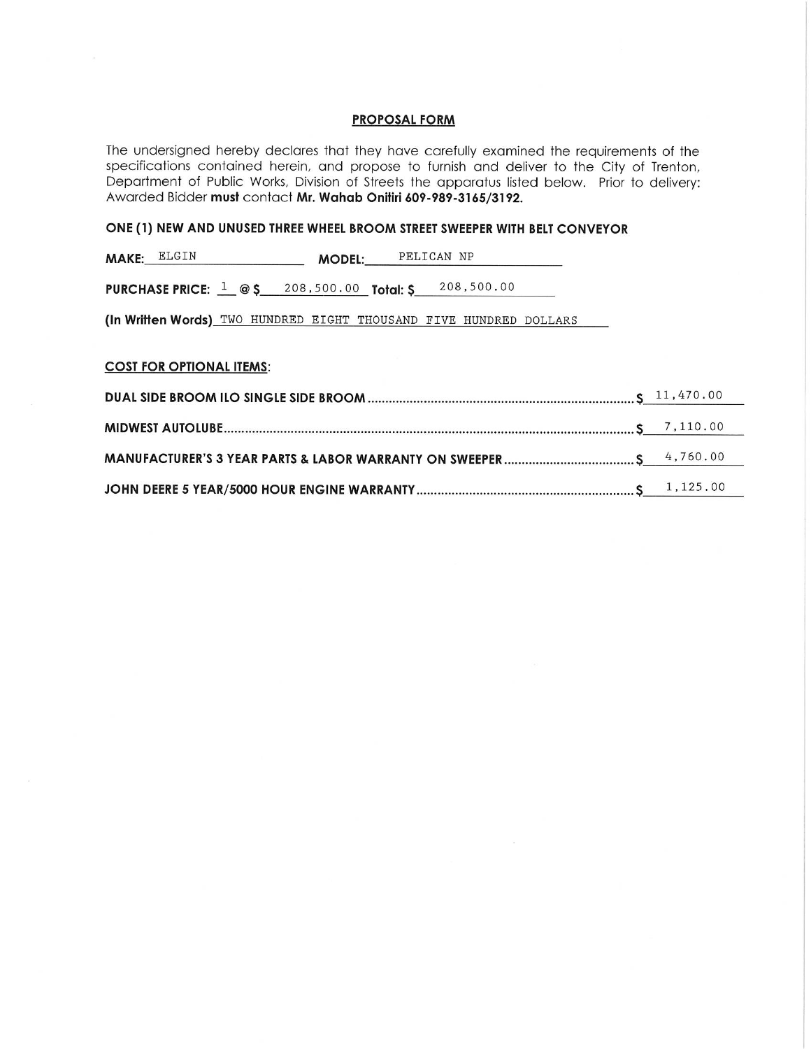## PROPOSAL FORM

The undersigned hereby declares that they have carefully examined the requirements of the specifications contained herein, and propose to furnish and deliver to the City of Trenton, Department of Public Works, Division of Streets the apparatus listed below. Prior to delivery: Awarded Bidder **must** contact **Mr. Wahab Onitiri 609-989-3165/3192.**

**ONE (1) NEW AND UNUSED THREE WHEEL BROOM STREET SWEEPER WITH BELT CONVEYOR**

**MAKE:** ELGIN **MODEL:** PELICAN NP

**PURCHASE PRICE:** 1 **@ $** 208,500.00 **Total: $** 208,500.00

**(In Written Words)** TWO HUNDRED EIGHT THOUSAND FIVE HUNDRED DOLLARS

**COST FOR OPTIONAL ITEMS:**

**DUAL SIDE BROOM ILO SINGLE SIDE BROOM** ............ **$** 11,470.00

**MIDWEST AUTOLUBE** ............ **$** 7,110.00

**MANUFACTURER'S 3 YEAR PARTS & LABOR WARRANTY ON SWEEPER** ............ **$** 4,760.00

**JOHN DEERE 5 YEAR/5000 HOUR ENGINE WARRANTY** ............ **$** 1,125.00